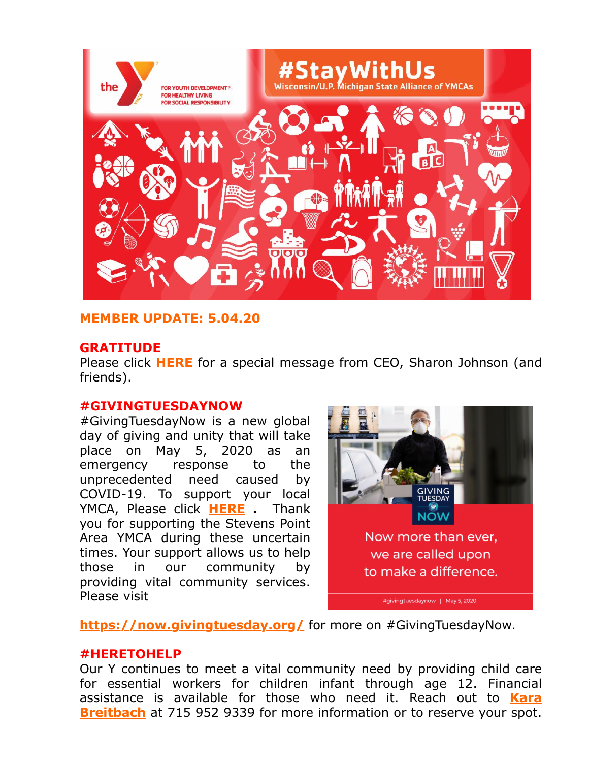**MEMBER UPDATE: 5.04.20**

**GRATITUDE**

Please click **HERE** for a special message from CEO, Sharon Johnson (and friends).

**#GIVINGTUESDAYNOW**

#GivingTuesdayNow is a new global day of giving and unity that will take place on May 5, 2020 as an emergency response to the unprecedented need caused by COVID-19. To support your local YMCA, Please click **HERE** . Thank you for supporting the Stevens Point Area YMCA during these uncertain times. Your support allows us to help those in our community by providing vital community services. Please visit **https://now.givingtuesday.org/** for more on #GivingTuesdayNow.

**#HERETOHELP**

Our Y continues to meet a vital community need by providing child care for essential workers for children infant through age 12. Financial assistance is available for those who need it. Reach out to **Kara Breitbach** at 715 952 9339 for more information or to reserve your spot.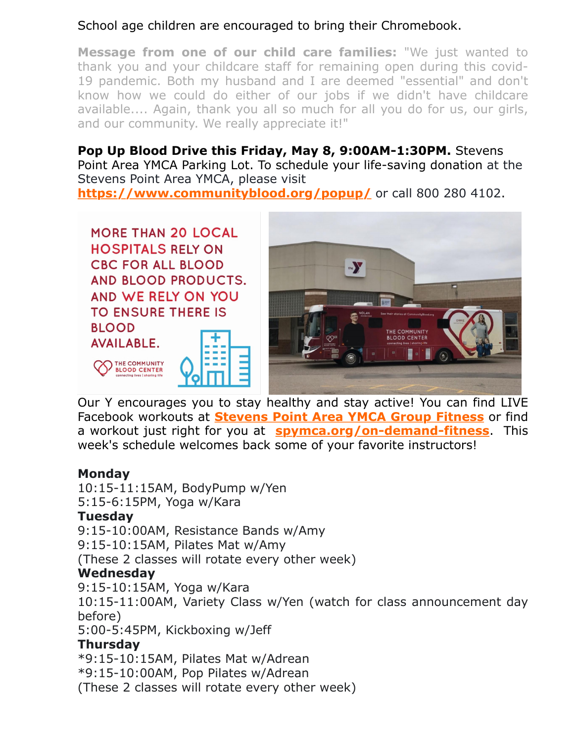School age children are encouraged to bring their Chromebook.

**Message from one of our child care families:** "We just wanted to thank you and your childcare staff for remaining open during this covid-19 pandemic. Both my husband and I are deemed "essential" and don't know how we could do either of our jobs if we didn't have childcare available.... Again, thank you all so much for all you do for us, our girls, and our community. We really appreciate it!"

**Pop Up Blood Drive this Friday, May 8, 9:00AM-1:30PM.** Stevens Point Area YMCA Parking Lot. To schedule your life-saving donation at the Stevens Point Area YMCA, please visit **https://www.communityblood.org/popup/** or call 800 280 4102.

MORE THAN 20 LOCAL HOSPITALS RELY ON CBC FOR ALL BLOOD AND BLOOD PRODUCTS. AND WE RELY ON YOU TO ENSURE THERE IS BLOOD AVAILABLE.

THE COMMUNITY BLOOD CENTER connecting lives | sharing life

Our Y encourages you to stay healthy and stay active! You can find LIVE Facebook workouts at **Stevens Point Area YMCA Group Fitness** or find a workout just right for you at **spymca.org/on-demand-fitness**. This week's schedule welcomes back some of your favorite instructors!

**Monday**
10:15-11:15AM, BodyPump w/Yen
5:15-6:15PM, Yoga w/Kara

**Tuesday**
9:15-10:00AM, Resistance Bands w/Amy
9:15-10:15AM, Pilates Mat w/Amy
(These 2 classes will rotate every other week)

**Wednesday**
9:15-10:15AM, Yoga w/Kara
10:15-11:00AM, Variety Class w/Yen (watch for class announcement day before)
5:00-5:45PM, Kickboxing w/Jeff

**Thursday**
*9:15-10:15AM, Pilates Mat w/Adrean
*9:15-10:00AM, Pop Pilates w/Adrean
(These 2 classes will rotate every other week)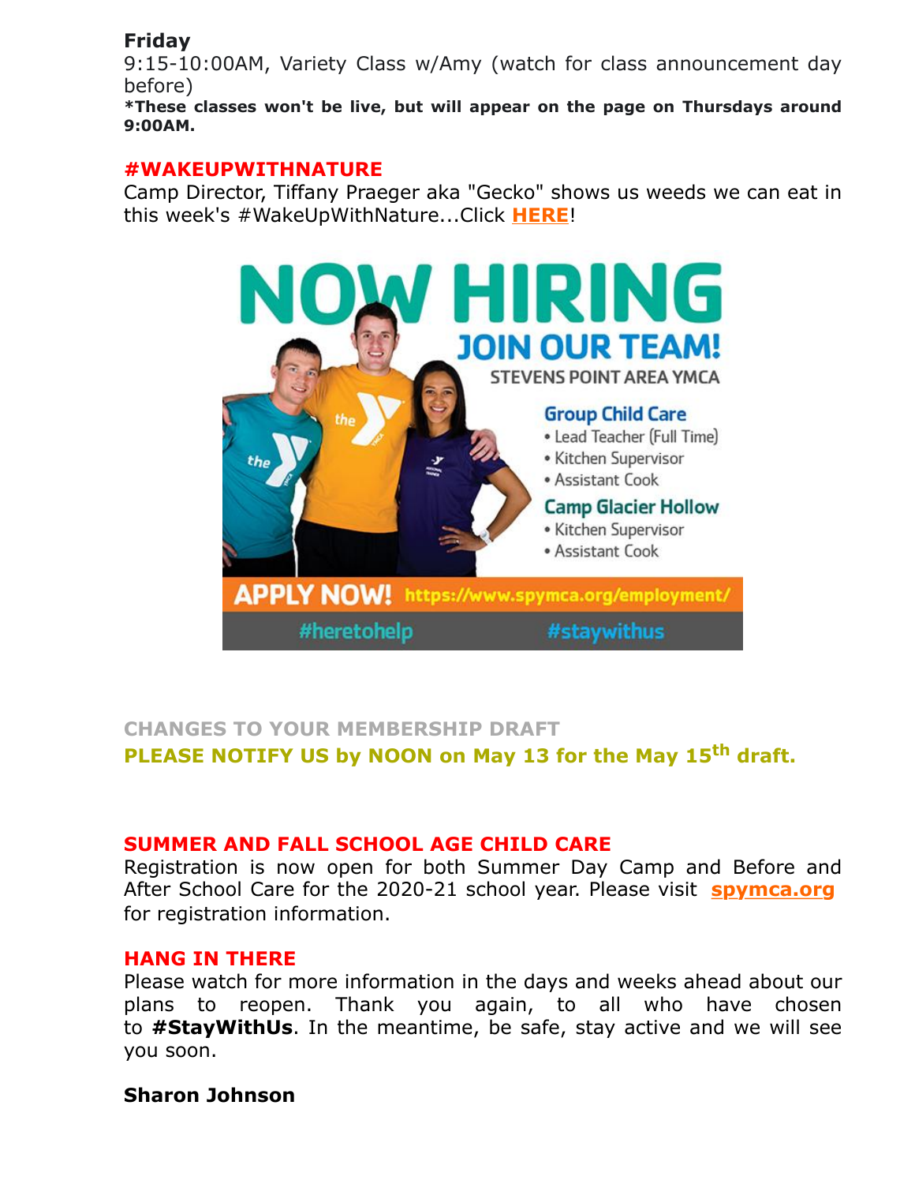**Friday**

9:15-10:00AM, Variety Class w/Amy (watch for class announcement day before)

***These classes won't be live, but will appear on the page on Thursdays around 9:00AM.**

**#WAKEUPWITHNATURE**

Camp Director, Tiffany Praeger aka "Gecko" shows us weeds we can eat in this week's #WakeUpWithNature...Click **HERE**!

NOW HIRING

JOIN OUR TEAM!

STEVENS POINT AREA YMCA

Group Child Care

- Lead Teacher (Full Time)
- Kitchen Supervisor
- Assistant Cook

Camp Glacier Hollow

- Kitchen Supervisor
- Assistant Cook

APPLY NOW! https://www.spymca.org/employment/

#heretohelp #staywithus

**CHANGES TO YOUR MEMBERSHIP DRAFT**

**PLEASE NOTIFY US by NOON on May 13 for the May 15th draft.**

**SUMMER AND FALL SCHOOL AGE CHILD CARE**

Registration is now open for both Summer Day Camp and Before and After School Care for the 2020-21 school year. Please visit **spymca.org** for registration information.

**HANG IN THERE**

Please watch for more information in the days and weeks ahead about our plans to reopen. Thank you again, to all who have chosen to **#StayWithUs**. In the meantime, be safe, stay active and we will see you soon.

**Sharon Johnson**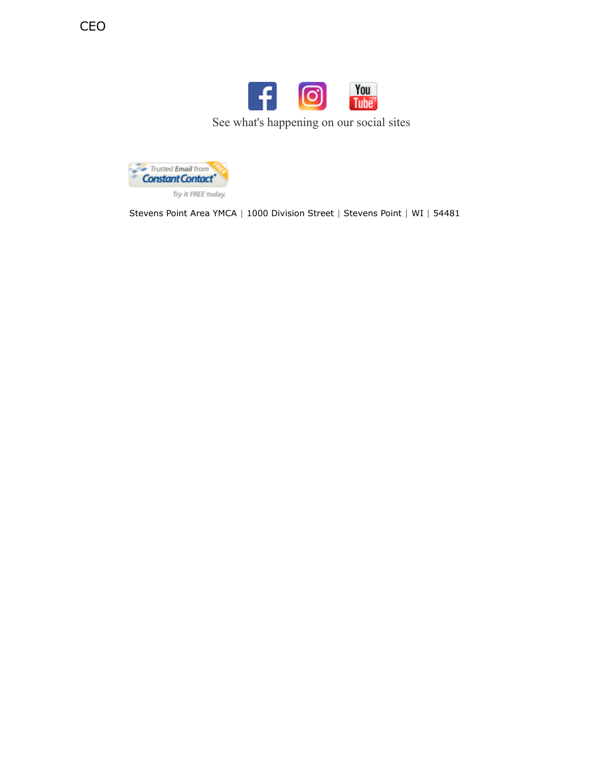CEO

See what's happening on our social sites

Trusted Email from Constant Contact

Try it FREE today.

Stevens Point Area YMCA | 1000 Division Street | Stevens Point | WI | 54481